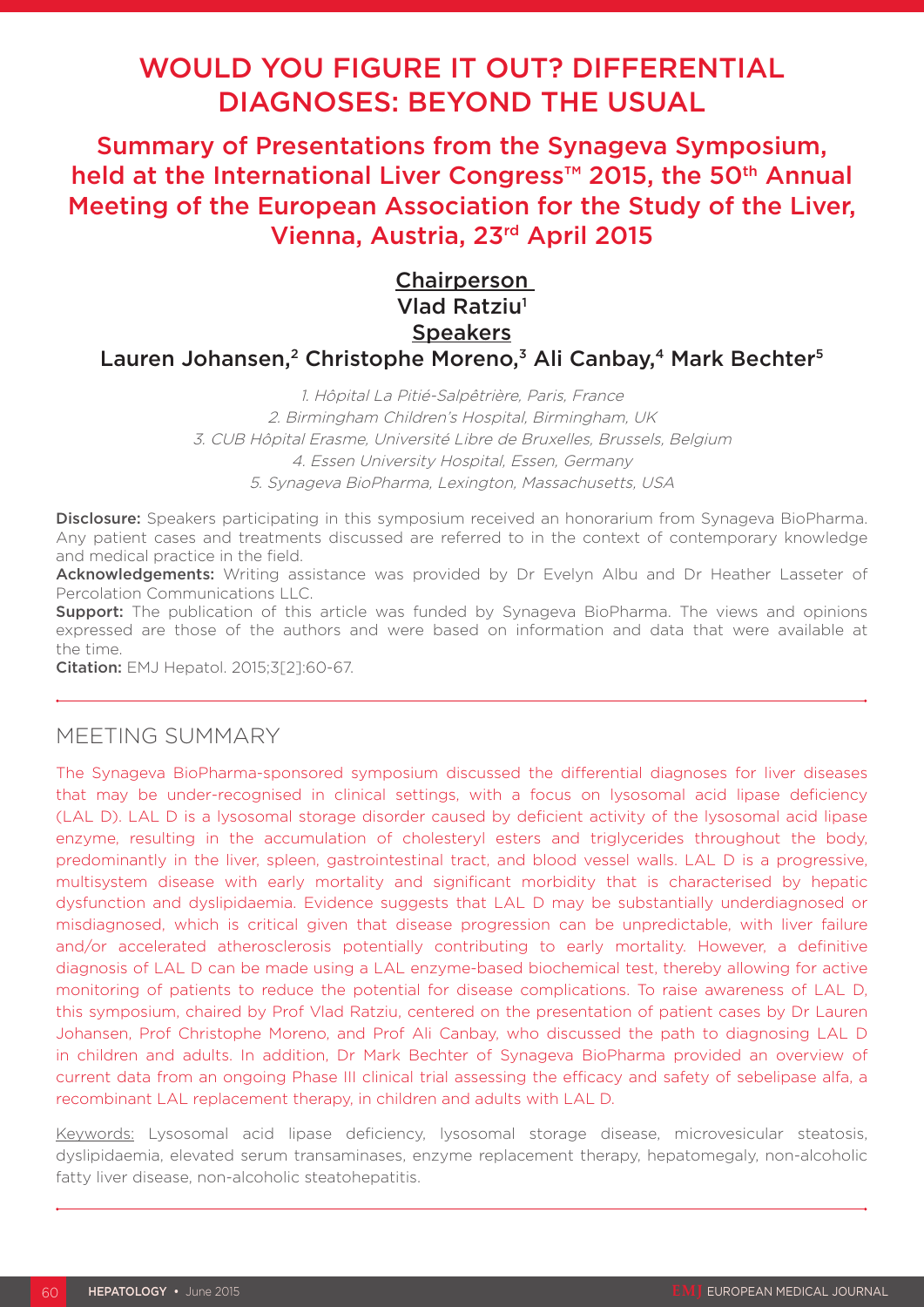# WOULD YOU FIGURE IT OUT? DIFFERENTIAL DIAGNOSES: BEYOND THE USUAL

## Summary of Presentations from the Synageva Symposium, held at the International Liver Congress™ 2015, the 50th Annual Meeting of the European Association for the Study of the Liver, Vienna, Austria, 23rd April 2015

**Chairperson**
Vlad Ratziu[1]
**Speakers**
Lauren Johansen,[2] Christophe Moreno,[3] Ali Canbay,[4] Mark Bechter[5]

*1. Hôpital La Pitié-Salpêtrière, Paris, France*
*2. Birmingham Children's Hospital, Birmingham, UK*
*3. CUB Hôpital Erasme, Université Libre de Bruxelles, Brussels, Belgium*
*4. Essen University Hospital, Essen, Germany*
*5. Synageva BioPharma, Lexington, Massachusetts, USA*

**Disclosure:** Speakers participating in this symposium received an honorarium from Synageva BioPharma. Any patient cases and treatments discussed are referred to in the context of contemporary knowledge and medical practice in the field.
**Acknowledgements:** Writing assistance was provided by Dr Evelyn Albu and Dr Heather Lasseter of Percolation Communications LLC.
**Support:** The publication of this article was funded by Synageva BioPharma. The views and opinions expressed are those of the authors and were based on information and data that were available at the time.
**Citation:** EMJ Hepatol. 2015;3[2]:60-67.

## MEETING SUMMARY

The Synageva BioPharma-sponsored symposium discussed the differential diagnoses for liver diseases that may be under-recognised in clinical settings, with a focus on lysosomal acid lipase deficiency (LAL D). LAL D is a lysosomal storage disorder caused by deficient activity of the lysosomal acid lipase enzyme, resulting in the accumulation of cholesteryl esters and triglycerides throughout the body, predominantly in the liver, spleen, gastrointestinal tract, and blood vessel walls. LAL D is a progressive, multisystem disease with early mortality and significant morbidity that is characterised by hepatic dysfunction and dyslipidaemia. Evidence suggests that LAL D may be substantially underdiagnosed or misdiagnosed, which is critical given that disease progression can be unpredictable, with liver failure and/or accelerated atherosclerosis potentially contributing to early mortality. However, a definitive diagnosis of LAL D can be made using a LAL enzyme-based biochemical test, thereby allowing for active monitoring of patients to reduce the potential for disease complications. To raise awareness of LAL D, this symposium, chaired by Prof Vlad Ratziu, centered on the presentation of patient cases by Dr Lauren Johansen, Prof Christophe Moreno, and Prof Ali Canbay, who discussed the path to diagnosing LAL D in children and adults. In addition, Dr Mark Bechter of Synageva BioPharma provided an overview of current data from an ongoing Phase III clinical trial assessing the efficacy and safety of sebelipase alfa, a recombinant LAL replacement therapy, in children and adults with LAL D.

Keywords: Lysosomal acid lipase deficiency, lysosomal storage disease, microvesicular steatosis, dyslipidaemia, elevated serum transaminases, enzyme replacement therapy, hepatomegaly, non-alcoholic fatty liver disease, non-alcoholic steatohepatitis.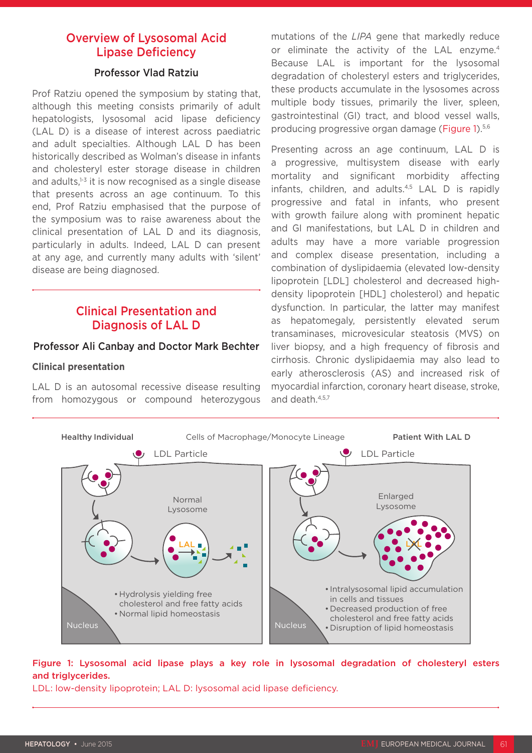## Overview of Lysosomal Acid Lipase Deficiency

### Professor Vlad Ratziu

Prof Ratziu opened the symposium by stating that, although this meeting consists primarily of adult hepatologists, lysosomal acid lipase deficiency (LAL D) is a disease of interest across paediatric and adult specialties. Although LAL D has been historically described as Wolman's disease in infants and cholesteryl ester storage disease in children and adults,[1-3] it is now recognised as a single disease that presents across an age continuum. To this end, Prof Ratziu emphasised that the purpose of the symposium was to raise awareness about the clinical presentation of LAL D and its diagnosis, particularly in adults. Indeed, LAL D can present at any age, and currently many adults with 'silent' disease are being diagnosed.

## Clinical Presentation and Diagnosis of LAL D

### Professor Ali Canbay and Doctor Mark Bechter

**Clinical presentation**

LAL D is an autosomal recessive disease resulting from homozygous or compound heterozygous mutations of the *LIPA* gene that markedly reduce or eliminate the activity of the LAL enzyme.[4] Because LAL is important for the lysosomal degradation of cholesteryl esters and triglycerides, these products accumulate in the lysosomes across multiple body tissues, primarily the liver, spleen, gastrointestinal (GI) tract, and blood vessel walls, producing progressive organ damage (Figure 1).[5,6]

Presenting across an age continuum, LAL D is a progressive, multisystem disease with early mortality and significant morbidity affecting infants, children, and adults.[4,5] LAL D is rapidly progressive and fatal in infants, who present with growth failure along with prominent hepatic and GI manifestations, but LAL D in children and adults may have a more variable progression and complex disease presentation, including a combination of dyslipidaemia (elevated low-density lipoprotein [LDL] cholesterol and decreased high-density lipoprotein [HDL] cholesterol) and hepatic dysfunction. In particular, the latter may manifest as hepatomegaly, persistently elevated serum transaminases, microvesicular steatosis (MVS) on liver biopsy, and a high frequency of fibrosis and cirrhosis. Chronic dyslipidaemia may also lead to early atherosclerosis (AS) and increased risk of myocardial infarction, coronary heart disease, stroke, and death.[4,5,7]

**Figure 1: Lysosomal acid lipase plays a key role in lysosomal degradation of cholesteryl esters and triglycerides.**
LDL: low-density lipoprotein; LAL D: lysosomal acid lipase deficiency.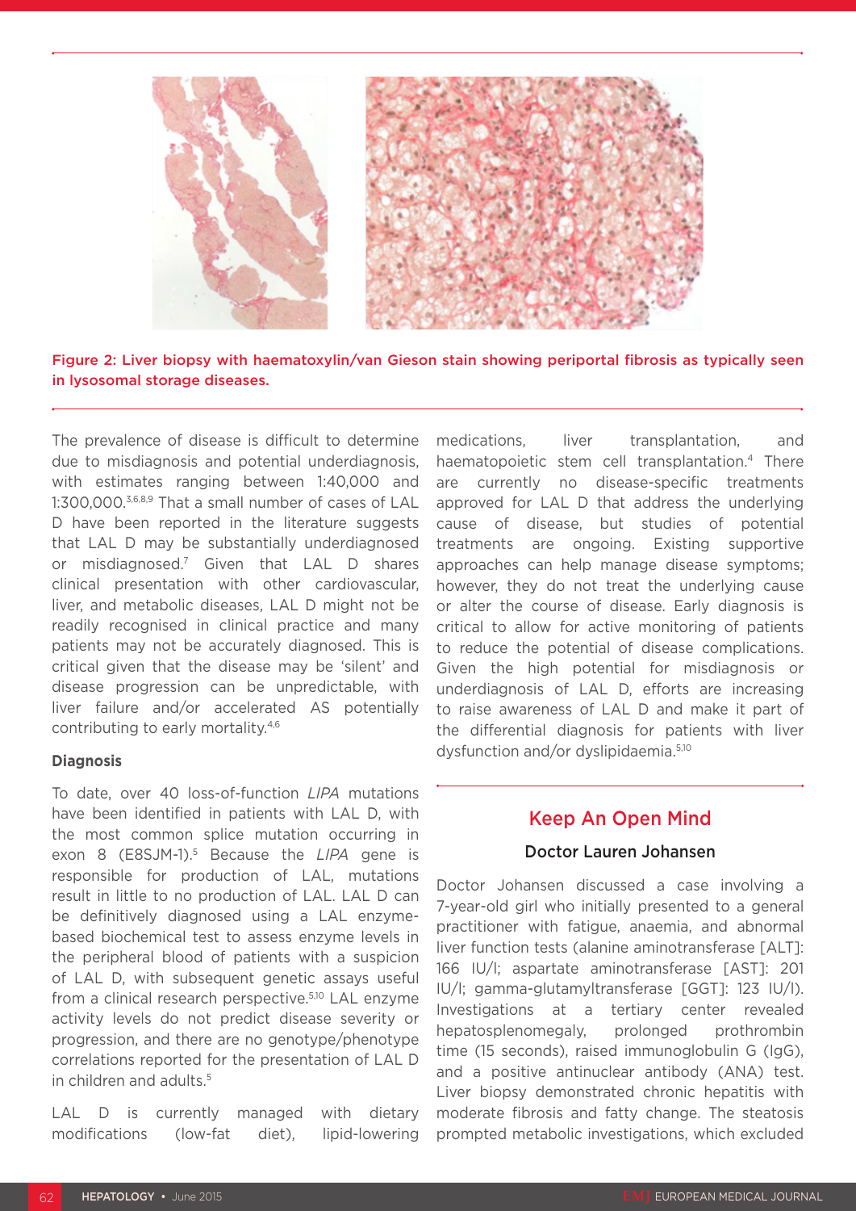Figure 2: Liver biopsy with haematoxylin/van Gieson stain showing periportal fibrosis as typically seen in lysosomal storage diseases.

The prevalence of disease is difficult to determine due to misdiagnosis and potential underdiagnosis, with estimates ranging between 1:40,000 and 1:300,000.[3,6,8,9] That a small number of cases of LAL D have been reported in the literature suggests that LAL D may be substantially underdiagnosed or misdiagnosed.[7] Given that LAL D shares clinical presentation with other cardiovascular, liver, and metabolic diseases, LAL D might not be readily recognised in clinical practice and many patients may not be accurately diagnosed. This is critical given that the disease may be 'silent' and disease progression can be unpredictable, with liver failure and/or accelerated AS potentially contributing to early mortality.[4,6]

### Diagnosis

To date, over 40 loss-of-function *LIPA* mutations have been identified in patients with LAL D, with the most common splice mutation occurring in exon 8 (E8SJM-1).[5] Because the *LIPA* gene is responsible for production of LAL, mutations result in little to no production of LAL. LAL D can be definitively diagnosed using a LAL enzyme-based biochemical test to assess enzyme levels in the peripheral blood of patients with a suspicion of LAL D, with subsequent genetic assays useful from a clinical research perspective.[5,10] LAL enzyme activity levels do not predict disease severity or progression, and there are no genotype/phenotype correlations reported for the presentation of LAL D in children and adults.[5]

LAL D is currently managed with dietary modifications (low-fat diet), lipid-lowering medications, liver transplantation, and haematopoietic stem cell transplantation.[4] There are currently no disease-specific treatments approved for LAL D that address the underlying cause of disease, but studies of potential treatments are ongoing. Existing supportive approaches can help manage disease symptoms; however, they do not treat the underlying cause or alter the course of disease. Early diagnosis is critical to allow for active monitoring of patients to reduce the potential of disease complications. Given the high potential for misdiagnosis or underdiagnosis of LAL D, efforts are increasing to raise awareness of LAL D and make it part of the differential diagnosis for patients with liver dysfunction and/or dyslipidaemia.[5,10]

## Keep An Open Mind

**Doctor Lauren Johansen**

Doctor Johansen discussed a case involving a 7-year-old girl who initially presented to a general practitioner with fatigue, anaemia, and abnormal liver function tests (alanine aminotransferase [ALT]: 166 IU/l; aspartate aminotransferase [AST]: 201 IU/l; gamma-glutamyltransferase [GGT]: 123 IU/l). Investigations at a tertiary center revealed hepatosplenomegaly, prolonged prothrombin time (15 seconds), raised immunoglobulin G (IgG), and a positive antinuclear antibody (ANA) test. Liver biopsy demonstrated chronic hepatitis with moderate fibrosis and fatty change. The steatosis prompted metabolic investigations, which excluded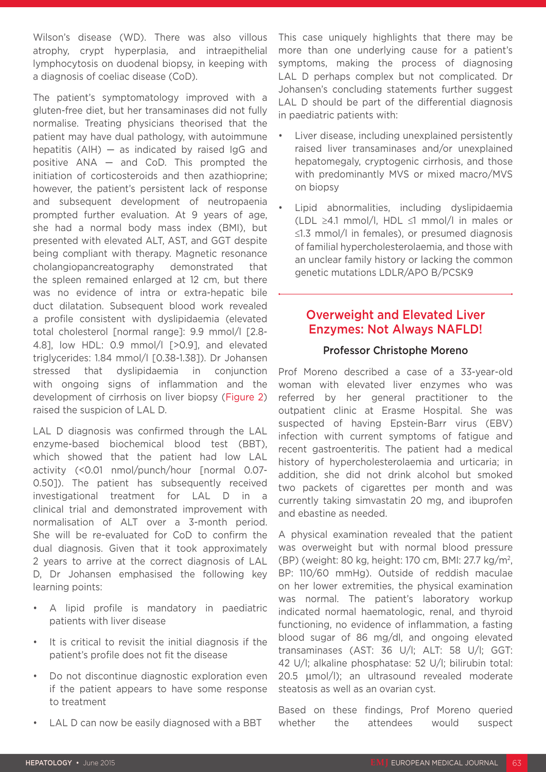Wilson's disease (WD). There was also villous atrophy, crypt hyperplasia, and intraepithelial lymphocytosis on duodenal biopsy, in keeping with a diagnosis of coeliac disease (CoD).

The patient's symptomatology improved with a gluten-free diet, but her transaminases did not fully normalise. Treating physicians theorised that the patient may have dual pathology, with autoimmune hepatitis (AIH) — as indicated by raised IgG and positive ANA — and CoD. This prompted the initiation of corticosteroids and then azathioprine; however, the patient's persistent lack of response and subsequent development of neutropaenia prompted further evaluation. At 9 years of age, she had a normal body mass index (BMI), but presented with elevated ALT, AST, and GGT despite being compliant with therapy. Magnetic resonance cholangiopancreatography demonstrated that the spleen remained enlarged at 12 cm, but there was no evidence of intra or extra-hepatic bile duct dilatation. Subsequent blood work revealed a profile consistent with dyslipidaemia (elevated total cholesterol [normal range]: 9.9 mmol/l [2.8-4.8], low HDL: 0.9 mmol/l [>0.9], and elevated triglycerides: 1.84 mmol/l [0.38-1.38]). Dr Johansen stressed that dyslipidaemia in conjunction with ongoing signs of inflammation and the development of cirrhosis on liver biopsy (Figure 2) raised the suspicion of LAL D.

LAL D diagnosis was confirmed through the LAL enzyme-based biochemical blood test (BBT), which showed that the patient had low LAL activity (<0.01 nmol/punch/hour [normal 0.07-0.50]). The patient has subsequently received investigational treatment for LAL D in a clinical trial and demonstrated improvement with normalisation of ALT over a 3-month period. She will be re-evaluated for CoD to confirm the dual diagnosis. Given that it took approximately 2 years to arrive at the correct diagnosis of LAL D, Dr Johansen emphasised the following key learning points:

- A lipid profile is mandatory in paediatric patients with liver disease
- It is critical to revisit the initial diagnosis if the patient's profile does not fit the disease
- Do not discontinue diagnostic exploration even if the patient appears to have some response to treatment
- LAL D can now be easily diagnosed with a BBT

This case uniquely highlights that there may be more than one underlying cause for a patient's symptoms, making the process of diagnosing LAL D perhaps complex but not complicated. Dr Johansen's concluding statements further suggest LAL D should be part of the differential diagnosis in paediatric patients with:

- Liver disease, including unexplained persistently raised liver transaminases and/or unexplained hepatomegaly, cryptogenic cirrhosis, and those with predominantly MVS or mixed macro/MVS on biopsy
- Lipid abnormalities, including dyslipidaemia (LDL ≥4.1 mmol/l, HDL ≤1 mmol/l in males or ≤1.3 mmol/l in females), or presumed diagnosis of familial hypercholesterolaemia, and those with an unclear family history or lacking the common genetic mutations LDLR/APO B/PCSK9

## Overweight and Elevated Liver Enzymes: Not Always NAFLD!

### Professor Christophe Moreno

Prof Moreno described a case of a 33-year-old woman with elevated liver enzymes who was referred by her general practitioner to the outpatient clinic at Erasme Hospital. She was suspected of having Epstein-Barr virus (EBV) infection with current symptoms of fatigue and recent gastroenteritis. The patient had a medical history of hypercholesterolaemia and urticaria; in addition, she did not drink alcohol but smoked two packets of cigarettes per month and was currently taking simvastatin 20 mg, and ibuprofen and ebastine as needed.

A physical examination revealed that the patient was overweight but with normal blood pressure (BP) (weight: 80 kg, height: 170 cm, BMI: 27.7 kg/m$^2$, BP: 110/60 mmHg). Outside of reddish maculae on her lower extremities, the physical examination was normal. The patient's laboratory workup indicated normal haematologic, renal, and thyroid functioning, no evidence of inflammation, a fasting blood sugar of 86 mg/dl, and ongoing elevated transaminases (AST: 36 U/l; ALT: 58 U/l; GGT: 42 U/l; alkaline phosphatase: 52 U/l; bilirubin total: 20.5 µmol/l); an ultrasound revealed moderate steatosis as well as an ovarian cyst.

Based on these findings, Prof Moreno queried whether the attendees would suspect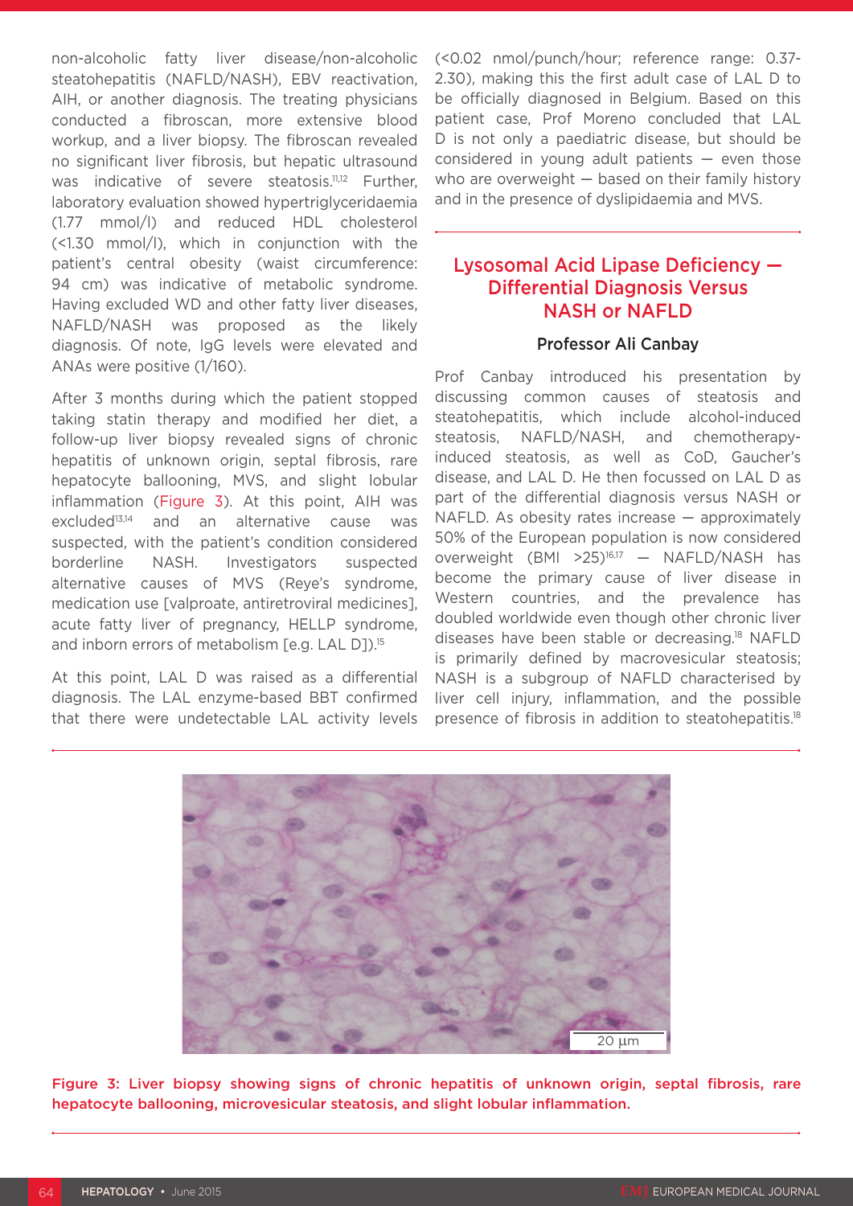non-alcoholic fatty liver disease/non-alcoholic steatohepatitis (NAFLD/NASH), EBV reactivation, AIH, or another diagnosis. The treating physicians conducted a fibroscan, more extensive blood workup, and a liver biopsy. The fibroscan revealed no significant liver fibrosis, but hepatic ultrasound was indicative of severe steatosis.[11,12] Further, laboratory evaluation showed hypertriglyceridaemia (1.77 mmol/l) and reduced HDL cholesterol (<1.30 mmol/l), which in conjunction with the patient's central obesity (waist circumference: 94 cm) was indicative of metabolic syndrome. Having excluded WD and other fatty liver diseases, NAFLD/NASH was proposed as the likely diagnosis. Of note, IgG levels were elevated and ANAs were positive (1/160).

After 3 months during which the patient stopped taking statin therapy and modified her diet, a follow-up liver biopsy revealed signs of chronic hepatitis of unknown origin, septal fibrosis, rare hepatocyte ballooning, MVS, and slight lobular inflammation (Figure 3). At this point, AIH was excluded[13,14] and an alternative cause was suspected, with the patient's condition considered borderline NASH. Investigators suspected alternative causes of MVS (Reye's syndrome, medication use [valproate, antiretroviral medicines], acute fatty liver of pregnancy, HELLP syndrome, and inborn errors of metabolism [e.g. LAL D]).[15]

At this point, LAL D was raised as a differential diagnosis. The LAL enzyme-based BBT confirmed that there were undetectable LAL activity levels (<0.02 nmol/punch/hour; reference range: 0.37-2.30), making this the first adult case of LAL D to be officially diagnosed in Belgium. Based on this patient case, Prof Moreno concluded that LAL D is not only a paediatric disease, but should be considered in young adult patients — even those who are overweight — based on their family history and in the presence of dyslipidaemia and MVS.

## Lysosomal Acid Lipase Deficiency — Differential Diagnosis Versus NASH or NAFLD

### Professor Ali Canbay

Prof Canbay introduced his presentation by discussing common causes of steatosis and steatohepatitis, which include alcohol-induced steatosis, NAFLD/NASH, and chemotherapy-induced steatosis, as well as CoD, Gaucher's disease, and LAL D. He then focussed on LAL D as part of the differential diagnosis versus NASH or NAFLD. As obesity rates increase — approximately 50% of the European population is now considered overweight (BMI >25)[16,17] — NAFLD/NASH has become the primary cause of liver disease in Western countries, and the prevalence has doubled worldwide even though other chronic liver diseases have been stable or decreasing.[18] NAFLD is primarily defined by macrovesicular steatosis; NASH is a subgroup of NAFLD characterised by liver cell injury, inflammation, and the possible presence of fibrosis in addition to steatohepatitis.[18]

Figure 3: Liver biopsy showing signs of chronic hepatitis of unknown origin, septal fibrosis, rare hepatocyte ballooning, microvesicular steatosis, and slight lobular inflammation.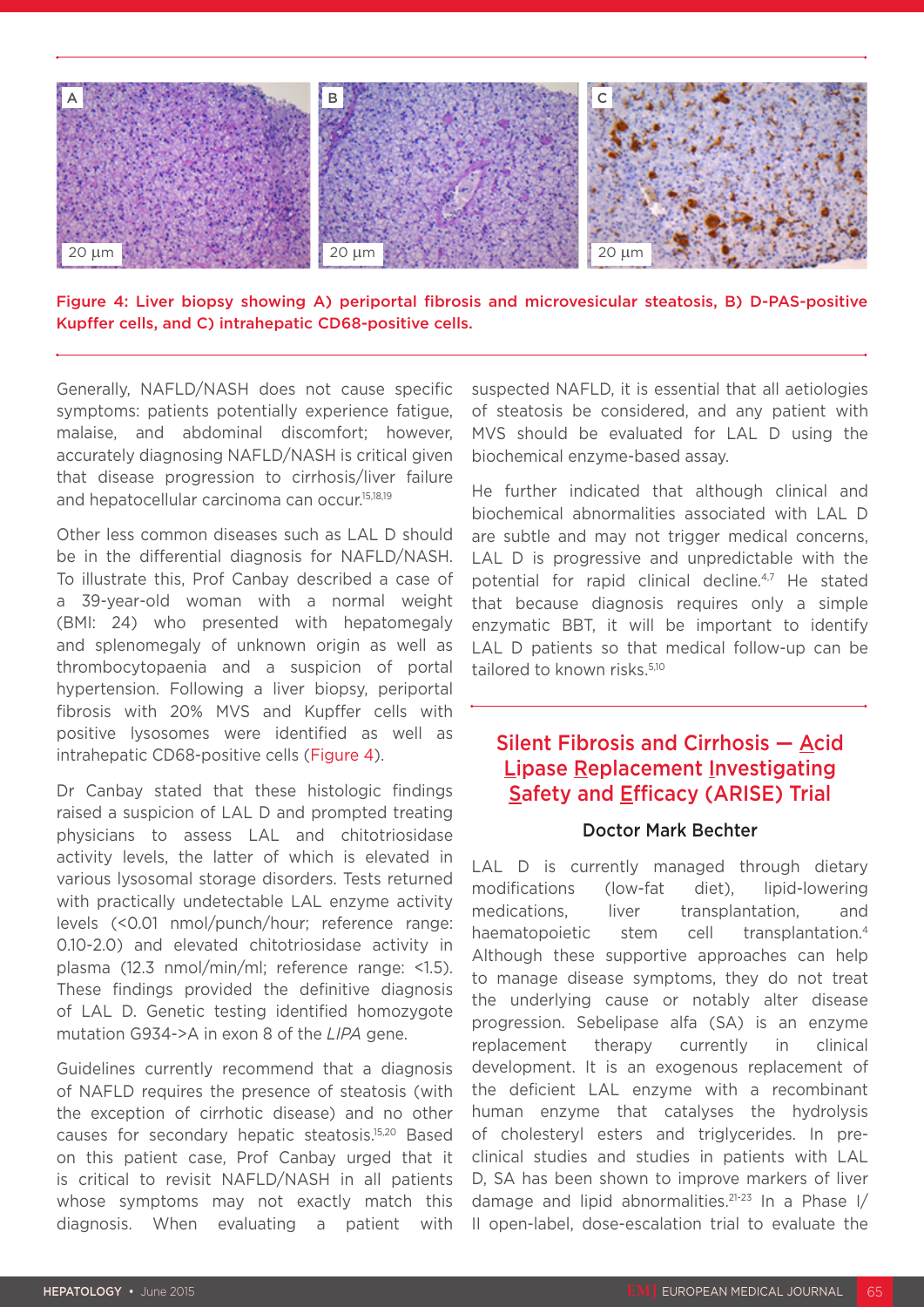Figure 4: Liver biopsy showing A) periportal fibrosis and microvesicular steatosis, B) D-PAS-positive Kupffer cells, and C) intrahepatic CD68-positive cells.

Generally, NAFLD/NASH does not cause specific symptoms: patients potentially experience fatigue, malaise, and abdominal discomfort; however, accurately diagnosing NAFLD/NASH is critical given that disease progression to cirrhosis/liver failure and hepatocellular carcinoma can occur.[15,18,19]

Other less common diseases such as LAL D should be in the differential diagnosis for NAFLD/NASH. To illustrate this, Prof Canbay described a case of a 39-year-old woman with a normal weight (BMI: 24) who presented with hepatomegaly and splenomegaly of unknown origin as well as thrombocytopaenia and a suspicion of portal hypertension. Following a liver biopsy, periportal fibrosis with 20% MVS and Kupffer cells with positive lysosomes were identified as well as intrahepatic CD68-positive cells (Figure 4).

Dr Canbay stated that these histologic findings raised a suspicion of LAL D and prompted treating physicians to assess LAL and chitotriosidase activity levels, the latter of which is elevated in various lysosomal storage disorders. Tests returned with practically undetectable LAL enzyme activity levels (<0.01 nmol/punch/hour; reference range: 0.10-2.0) and elevated chitotriosidase activity in plasma (12.3 nmol/min/ml; reference range: <1.5). These findings provided the definitive diagnosis of LAL D. Genetic testing identified homozygote mutation G934->A in exon 8 of the *LIPA* gene.

Guidelines currently recommend that a diagnosis of NAFLD requires the presence of steatosis (with the exception of cirrhotic disease) and no other causes for secondary hepatic steatosis.[15,20] Based on this patient case, Prof Canbay urged that it is critical to revisit NAFLD/NASH in all patients whose symptoms may not exactly match this diagnosis. When evaluating a patient with suspected NAFLD, it is essential that all aetiologies of steatosis be considered, and any patient with MVS should be evaluated for LAL D using the biochemical enzyme-based assay.

He further indicated that although clinical and biochemical abnormalities associated with LAL D are subtle and may not trigger medical concerns, LAL D is progressive and unpredictable with the potential for rapid clinical decline.[4,7] He stated that because diagnosis requires only a simple enzymatic BBT, it will be important to identify LAL D patients so that medical follow-up can be tailored to known risks.[5,10]

## Silent Fibrosis and Cirrhosis — Acid Lipase Replacement Investigating Safety and Efficacy (ARISE) Trial

### Doctor Mark Bechter

LAL D is currently managed through dietary modifications (low-fat diet), lipid-lowering medications, liver transplantation, and haematopoietic stem cell transplantation.[4] Although these supportive approaches can help to manage disease symptoms, they do not treat the underlying cause or notably alter disease progression. Sebelipase alfa (SA) is an enzyme replacement therapy currently in clinical development. It is an exogenous replacement of the deficient LAL enzyme with a recombinant human enzyme that catalyses the hydrolysis of cholesteryl esters and triglycerides. In pre-clinical studies and studies in patients with LAL D, SA has been shown to improve markers of liver damage and lipid abnormalities.[21-23] In a Phase I/II open-label, dose-escalation trial to evaluate the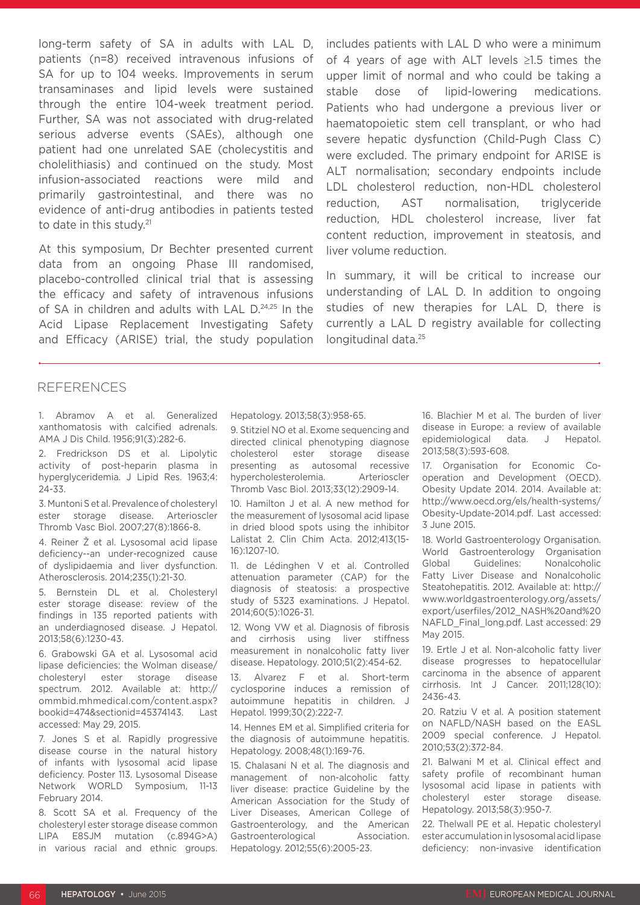long-term safety of SA in adults with LAL D, patients (n=8) received intravenous infusions of SA for up to 104 weeks. Improvements in serum transaminases and lipid levels were sustained through the entire 104-week treatment period. Further, SA was not associated with drug-related serious adverse events (SAEs), although one patient had one unrelated SAE (cholecystitis and cholelithiasis) and continued on the study. Most infusion-associated reactions were mild and primarily gastrointestinal, and there was no evidence of anti-drug antibodies in patients tested to date in this study.[21]

At this symposium, Dr Bechter presented current data from an ongoing Phase III randomised, placebo-controlled clinical trial that is assessing the efficacy and safety of intravenous infusions of SA in children and adults with LAL D.[24,25] In the Acid Lipase Replacement Investigating Safety and Efficacy (ARISE) trial, the study population includes patients with LAL D who were a minimum of 4 years of age with ALT levels ≥1.5 times the upper limit of normal and who could be taking a stable dose of lipid-lowering medications. Patients who had undergone a previous liver or haematopoietic stem cell transplant, or who had severe hepatic dysfunction (Child-Pugh Class C) were excluded. The primary endpoint for ARISE is ALT normalisation; secondary endpoints include LDL cholesterol reduction, non-HDL cholesterol reduction, AST normalisation, triglyceride reduction, HDL cholesterol increase, liver fat content reduction, improvement in steatosis, and liver volume reduction.

In summary, it will be critical to increase our understanding of LAL D. In addition to ongoing studies of new therapies for LAL D, there is currently a LAL D registry available for collecting longitudinal data.[25]

## REFERENCES

1. Abramov A et al. Generalized xanthomatosis with calcified adrenals. AMA J Dis Child. 1956;91(3):282-6.
2. Fredrickson DS et al. Lipolytic activity of post-heparin plasma in hyperglyceridemia. J Lipid Res. 1963;4:24-33.
3. Muntoni S et al. Prevalence of cholesteryl ester storage disease. Arterioscler Thromb Vasc Biol. 2007;27(8):1866-8.
4. Reiner Ž et al. Lysosomal acid lipase deficiency--an under-recognized cause of dyslipidaemia and liver dysfunction. Atherosclerosis. 2014;235(1):21-30.
5. Bernstein DL et al. Cholesteryl ester storage disease: review of the findings in 135 reported patients with an underdiagnosed disease. J Hepatol. 2013;58(6):1230-43.
6. Grabowski GA et al. Lysosomal acid lipase deficiencies: the Wolman disease/cholesteryl ester storage disease spectrum. 2012. Available at: http://ommbid.mhmedical.com/content.aspx?bookid=474&sectionid=45374143. Last accessed: May 29, 2015.
7. Jones S et al. Rapidly progressive disease course in the natural history of infants with lysosomal acid lipase deficiency. Poster 113. Lysosomal Disease Network WORLD Symposium, 11-13 February 2014.
8. Scott SA et al. Frequency of the cholesteryl ester storage disease common LIPA E8SJM mutation (c.894G>A) in various racial and ethnic groups. Hepatology. 2013;58(3):958-65.
9. Stitziel NO et al. Exome sequencing and directed clinical phenotyping diagnose cholesterol ester storage disease presenting as autosomal recessive hypercholesterolemia. Arterioscler Thromb Vasc Biol. 2013;33(12):2909-14.
10. Hamilton J et al. A new method for the measurement of lysosomal acid lipase in dried blood spots using the inhibitor Lalistat 2. Clin Chim Acta. 2012;413(15-16):1207-10.
11. de Lédinghen V et al. Controlled attenuation parameter (CAP) for the diagnosis of steatosis: a prospective study of 5323 examinations. J Hepatol. 2014;60(5):1026-31.
12. Wong VW et al. Diagnosis of fibrosis and cirrhosis using liver stiffness measurement in nonalcoholic fatty liver disease. Hepatology. 2010;51(2):454-62.
13. Alvarez F et al. Short-term cyclosporine induces a remission of autoimmune hepatitis in children. J Hepatol. 1999;30(2):222-7.
14. Hennes EM et al. Simplified criteria for the diagnosis of autoimmune hepatitis. Hepatology. 2008;48(1):169-76.
15. Chalasani N et al. The diagnosis and management of non-alcoholic fatty liver disease: practice Guideline by the American Association for the Study of Liver Diseases, American College of Gastroenterology, and the American Gastroenterological Association. Hepatology. 2012;55(6):2005-23.
16. Blachier M et al. The burden of liver disease in Europe: a review of available epidemiological data. J Hepatol. 2013;58(3):593-608.
17. Organisation for Economic Co-operation and Development (OECD). Obesity Update 2014. 2014. Available at: http://www.oecd.org/els/health-systems/Obesity-Update-2014.pdf. Last accessed: 3 June 2015.
18. World Gastroenterology Organisation. World Gastroenterology Organisation Global Guidelines: Nonalcoholic Fatty Liver Disease and Nonalcoholic Steatohepatitis. 2012. Available at: http://www.worldgastroenterology.org/assets/export/userfiles/2012_NASH%20and%20NAFLD_Final_long.pdf. Last accessed: 29 May 2015.
19. Ertle J et al. Non-alcoholic fatty liver disease progresses to hepatocellular carcinoma in the absence of apparent cirrhosis. Int J Cancer. 2011;128(10):2436-43.
20. Ratziu V et al. A position statement on NAFLD/NASH based on the EASL 2009 special conference. J Hepatol. 2010;53(2):372-84.
21. Balwani M et al. Clinical effect and safety profile of recombinant human lysosomal acid lipase in patients with cholesteryl ester storage disease. Hepatology. 2013;58(3):950-7.
22. Thelwall PE et al. Hepatic cholesteryl ester accumulation in lysosomal acid lipase deficiency: non-invasive identification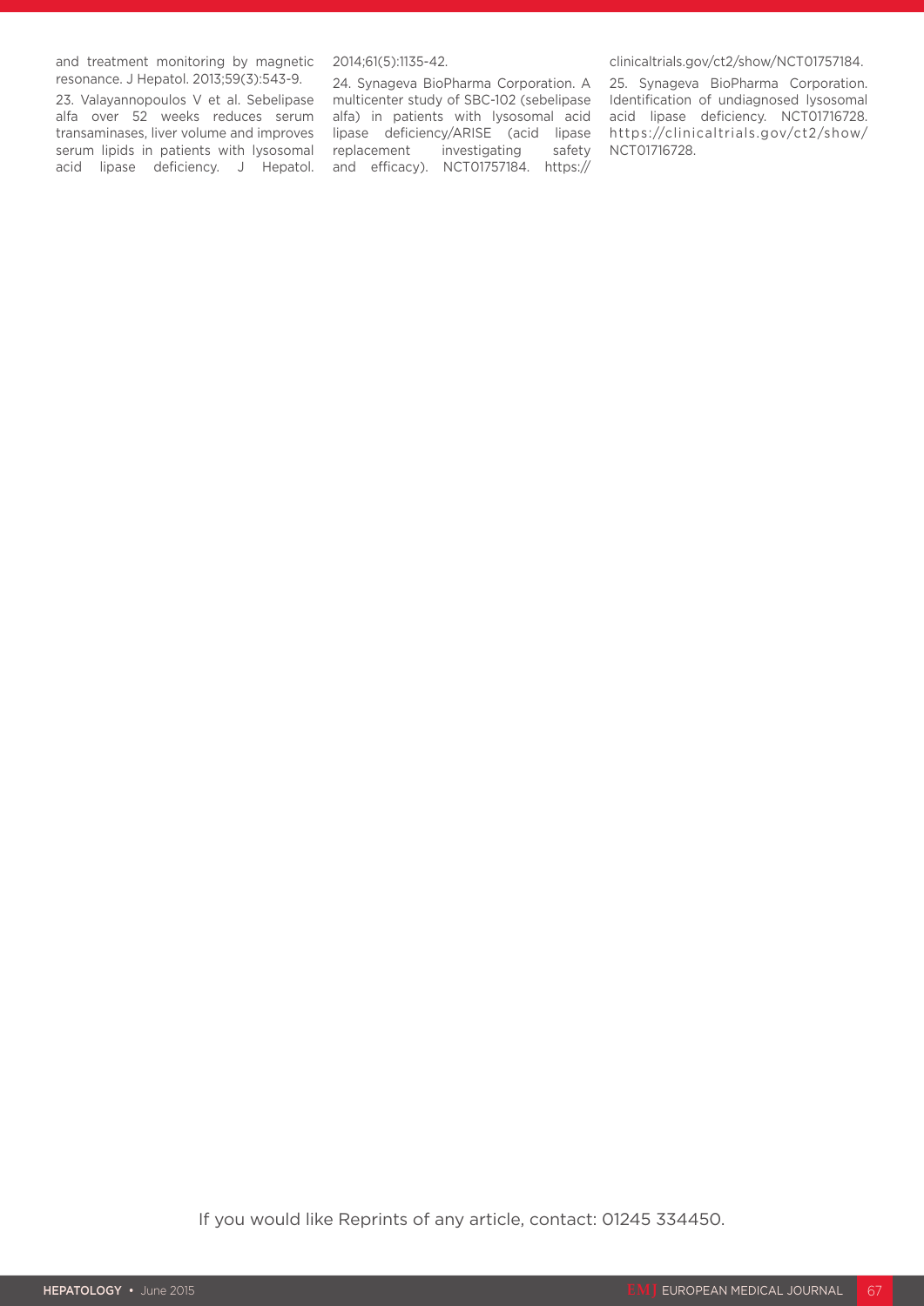and treatment monitoring by magnetic resonance. J Hepatol. 2013;59(3):543-9.

23. Valayannopoulos V et al. Sebelipase alfa over 52 weeks reduces serum transaminases, liver volume and improves serum lipids in patients with lysosomal acid lipase deficiency. J Hepatol. 2014;61(5):1135-42.

24. Synageva BioPharma Corporation. A multicenter study of SBC-102 (sebelipase alfa) in patients with lysosomal acid lipase deficiency/ARISE (acid lipase replacement investigating safety and efficacy). NCT01757184. https://clinicaltrials.gov/ct2/show/NCT01757184.

25. Synageva BioPharma Corporation. Identification of undiagnosed lysosomal acid lipase deficiency. NCT01716728. https://clinicaltrials.gov/ct2/show/NCT01716728.

If you would like Reprints of any article, contact: 01245 334450.